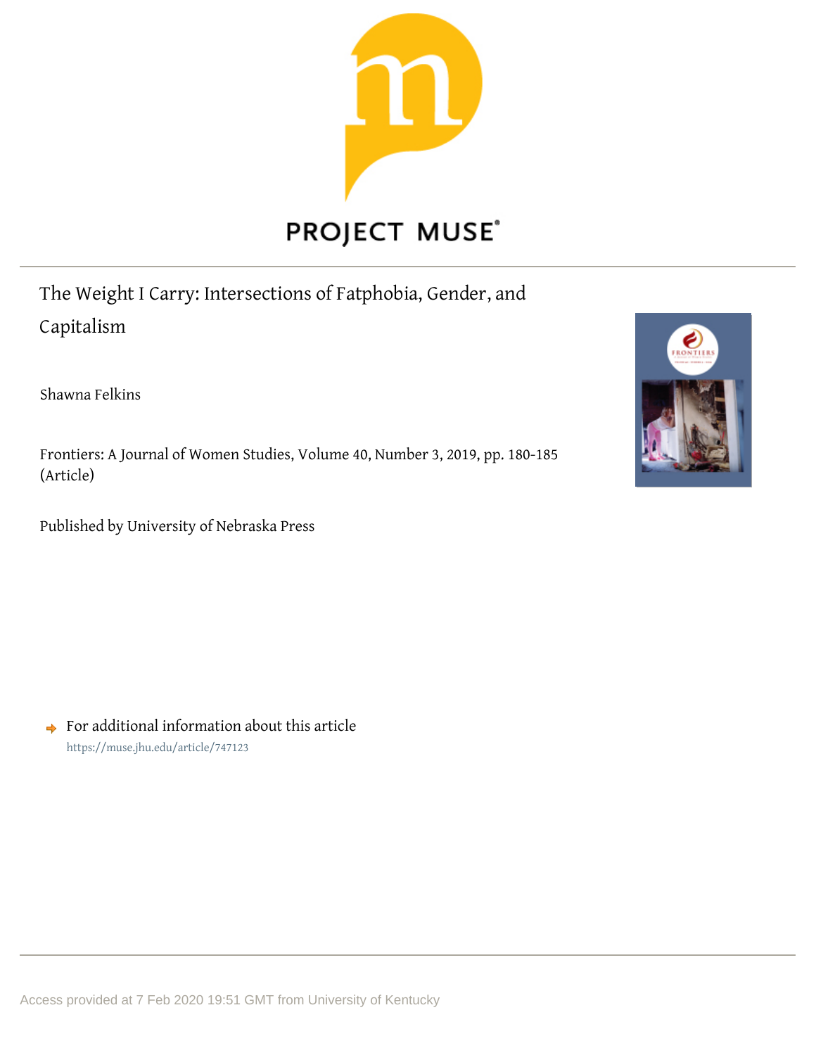# The Weight I Carry: Intersections of Fatphobia, Gender, and Capitalism

Shawna Felkins

Frontiers: A Journal of Women Studies, Volume 40, Number 3, 2019, pp. 180-185 (Article)

Published by University of Nebraska Press

For additional information about this article
https://muse.jhu.edu/article/747123

Access provided at 7 Feb 2020 19:51 GMT from University of Kentucky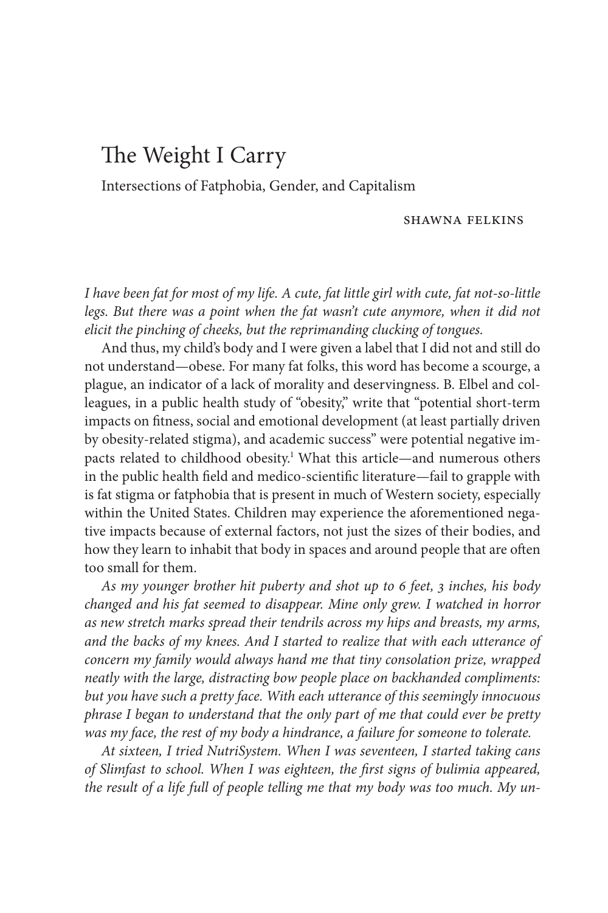# The Weight I Carry

Intersections of Fatphobia, Gender, and Capitalism

SHAWNA FELKINS

*I have been fat for most of my life. A cute, fat little girl with cute, fat not-so-little legs. But there was a point when the fat wasn't cute anymore, when it did not elicit the pinching of cheeks, but the reprimanding clucking of tongues.*

And thus, my child's body and I were given a label that I did not and still do not understand—obese. For many fat folks, this word has become a scourge, a plague, an indicator of a lack of morality and deservingness. B. Elbel and colleagues, in a public health study of "obesity," write that "potential short-term impacts on fitness, social and emotional development (at least partially driven by obesity-related stigma), and academic success" were potential negative impacts related to childhood obesity.[1] What this article—and numerous others in the public health field and medico-scientific literature—fail to grapple with is fat stigma or fatphobia that is present in much of Western society, especially within the United States. Children may experience the aforementioned negative impacts because of external factors, not just the sizes of their bodies, and how they learn to inhabit that body in spaces and around people that are often too small for them.

*As my younger brother hit puberty and shot up to 6 feet, 3 inches, his body changed and his fat seemed to disappear. Mine only grew. I watched in horror as new stretch marks spread their tendrils across my hips and breasts, my arms, and the backs of my knees. And I started to realize that with each utterance of concern my family would always hand me that tiny consolation prize, wrapped neatly with the large, distracting bow people place on backhanded compliments: but you have such a pretty face. With each utterance of this seemingly innocuous phrase I began to understand that the only part of me that could ever be pretty was my face, the rest of my body a hindrance, a failure for someone to tolerate.*

*At sixteen, I tried NutriSystem. When I was seventeen, I started taking cans of Slimfast to school. When I was eighteen, the first signs of bulimia appeared, the result of a life full of people telling me that my body was too much. My un-*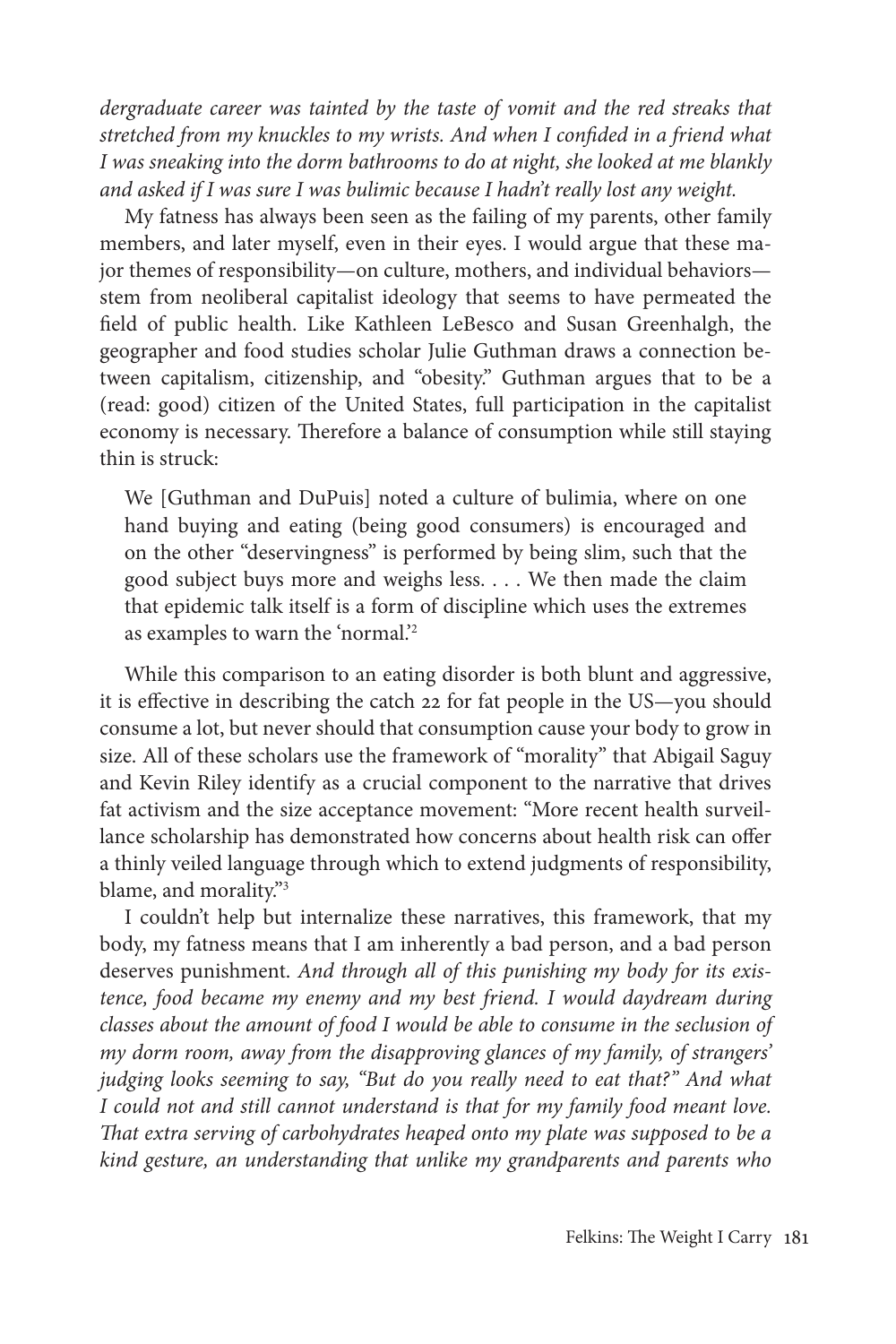*dergraduate career was tainted by the taste of vomit and the red streaks that stretched from my knuckles to my wrists. And when I confided in a friend what I was sneaking into the dorm bathrooms to do at night, she looked at me blankly and asked if I was sure I was bulimic because I hadn't really lost any weight.*

My fatness has always been seen as the failing of my parents, other family members, and later myself, even in their eyes. I would argue that these major themes of responsibility—on culture, mothers, and individual behaviors—stem from neoliberal capitalist ideology that seems to have permeated the field of public health. Like Kathleen LeBesco and Susan Greenhalgh, the geographer and food studies scholar Julie Guthman draws a connection between capitalism, citizenship, and "obesity." Guthman argues that to be a (read: good) citizen of the United States, full participation in the capitalist economy is necessary. Therefore a balance of consumption while still staying thin is struck:

> We [Guthman and DuPuis] noted a culture of bulimia, where on one hand buying and eating (being good consumers) is encouraged and on the other "deservingness" is performed by being slim, such that the good subject buys more and weighs less. . . . We then made the claim that epidemic talk itself is a form of discipline which uses the extremes as examples to warn the 'normal.'[2]

While this comparison to an eating disorder is both blunt and aggressive, it is effective in describing the catch 22 for fat people in the US—you should consume a lot, but never should that consumption cause your body to grow in size. All of these scholars use the framework of "morality" that Abigail Saguy and Kevin Riley identify as a crucial component to the narrative that drives fat activism and the size acceptance movement: "More recent health surveillance scholarship has demonstrated how concerns about health risk can offer a thinly veiled language through which to extend judgments of responsibility, blame, and morality."[3]

I couldn't help but internalize these narratives, this framework, that my body, my fatness means that I am inherently a bad person, and a bad person deserves punishment. *And through all of this punishing my body for its existence, food became my enemy and my best friend. I would daydream during classes about the amount of food I would be able to consume in the seclusion of my dorm room, away from the disapproving glances of my family, of strangers' judging looks seeming to say, "But do you really need to eat that?" And what I could not and still cannot understand is that for my family food meant love. That extra serving of carbohydrates heaped onto my plate was supposed to be a kind gesture, an understanding that unlike my grandparents and parents who*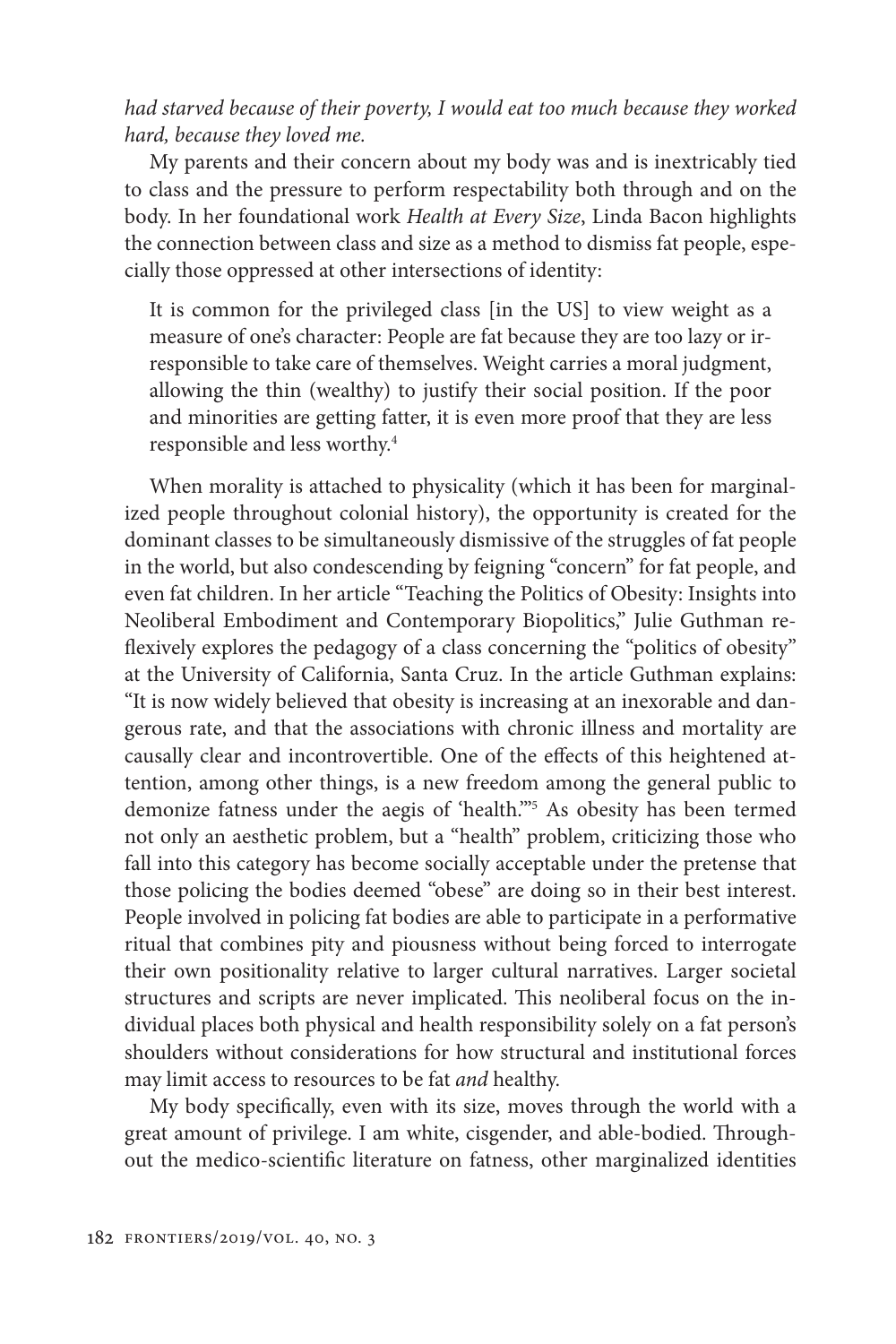*had starved because of their poverty, I would eat too much because they worked hard, because they loved me.*

My parents and their concern about my body was and is inextricably tied to class and the pressure to perform respectability both through and on the body. In her foundational work *Health at Every Size*, Linda Bacon highlights the connection between class and size as a method to dismiss fat people, especially those oppressed at other intersections of identity:

> It is common for the privileged class [in the US] to view weight as a measure of one's character: People are fat because they are too lazy or irresponsible to take care of themselves. Weight carries a moral judgment, allowing the thin (wealthy) to justify their social position. If the poor and minorities are getting fatter, it is even more proof that they are less responsible and less worthy.[4]

When morality is attached to physicality (which it has been for marginalized people throughout colonial history), the opportunity is created for the dominant classes to be simultaneously dismissive of the struggles of fat people in the world, but also condescending by feigning "concern" for fat people, and even fat children. In her article "Teaching the Politics of Obesity: Insights into Neoliberal Embodiment and Contemporary Biopolitics," Julie Guthman reflexively explores the pedagogy of a class concerning the "politics of obesity" at the University of California, Santa Cruz. In the article Guthman explains: "It is now widely believed that obesity is increasing at an inexorable and dangerous rate, and that the associations with chronic illness and mortality are causally clear and incontrovertible. One of the effects of this heightened attention, among other things, is a new freedom among the general public to demonize fatness under the aegis of 'health.'"[5] As obesity has been termed not only an aesthetic problem, but a "health" problem, criticizing those who fall into this category has become socially acceptable under the pretense that those policing the bodies deemed "obese" are doing so in their best interest. People involved in policing fat bodies are able to participate in a performative ritual that combines pity and piousness without being forced to interrogate their own positionality relative to larger cultural narratives. Larger societal structures and scripts are never implicated. This neoliberal focus on the individual places both physical and health responsibility solely on a fat person's shoulders without considerations for how structural and institutional forces may limit access to resources to be fat *and* healthy.

My body specifically, even with its size, moves through the world with a great amount of privilege. I am white, cisgender, and able-bodied. Throughout the medico-scientific literature on fatness, other marginalized identities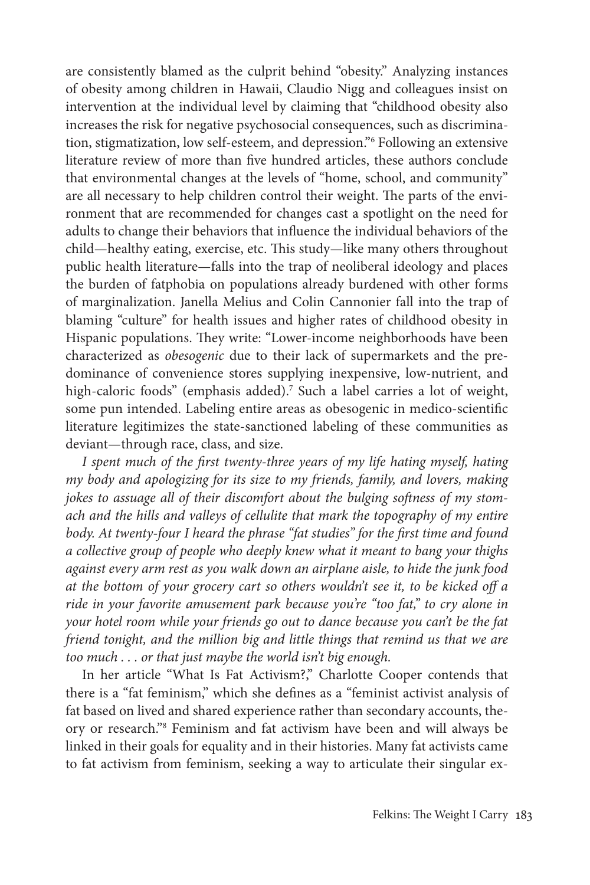are consistently blamed as the culprit behind "obesity." Analyzing instances of obesity among children in Hawaii, Claudio Nigg and colleagues insist on intervention at the individual level by claiming that "childhood obesity also increases the risk for negative psychosocial consequences, such as discrimination, stigmatization, low self-esteem, and depression."[6] Following an extensive literature review of more than five hundred articles, these authors conclude that environmental changes at the levels of "home, school, and community" are all necessary to help children control their weight. The parts of the environment that are recommended for changes cast a spotlight on the need for adults to change their behaviors that influence the individual behaviors of the child—healthy eating, exercise, etc. This study—like many others throughout public health literature—falls into the trap of neoliberal ideology and places the burden of fatphobia on populations already burdened with other forms of marginalization. Janella Melius and Colin Cannonier fall into the trap of blaming "culture" for health issues and higher rates of childhood obesity in Hispanic populations. They write: "Lower-income neighborhoods have been characterized as *obesogenic* due to their lack of supermarkets and the predominance of convenience stores supplying inexpensive, low-nutrient, and high-caloric foods" (emphasis added).[7] Such a label carries a lot of weight, some pun intended. Labeling entire areas as obesogenic in medico-scientific literature legitimizes the state-sanctioned labeling of these communities as deviant—through race, class, and size.

*I spent much of the first twenty-three years of my life hating myself, hating my body and apologizing for its size to my friends, family, and lovers, making jokes to assuage all of their discomfort about the bulging softness of my stomach and the hills and valleys of cellulite that mark the topography of my entire body. At twenty-four I heard the phrase "fat studies" for the first time and found a collective group of people who deeply knew what it meant to bang your thighs against every arm rest as you walk down an airplane aisle, to hide the junk food at the bottom of your grocery cart so others wouldn't see it, to be kicked off a ride in your favorite amusement park because you're "too fat," to cry alone in your hotel room while your friends go out to dance because you can't be the fat friend tonight, and the million big and little things that remind us that we are too much . . . or that just maybe the world isn't big enough.*

In her article "What Is Fat Activism?," Charlotte Cooper contends that there is a "fat feminism," which she defines as a "feminist activist analysis of fat based on lived and shared experience rather than secondary accounts, theory or research."[8] Feminism and fat activism have been and will always be linked in their goals for equality and in their histories. Many fat activists came to fat activism from feminism, seeking a way to articulate their singular ex-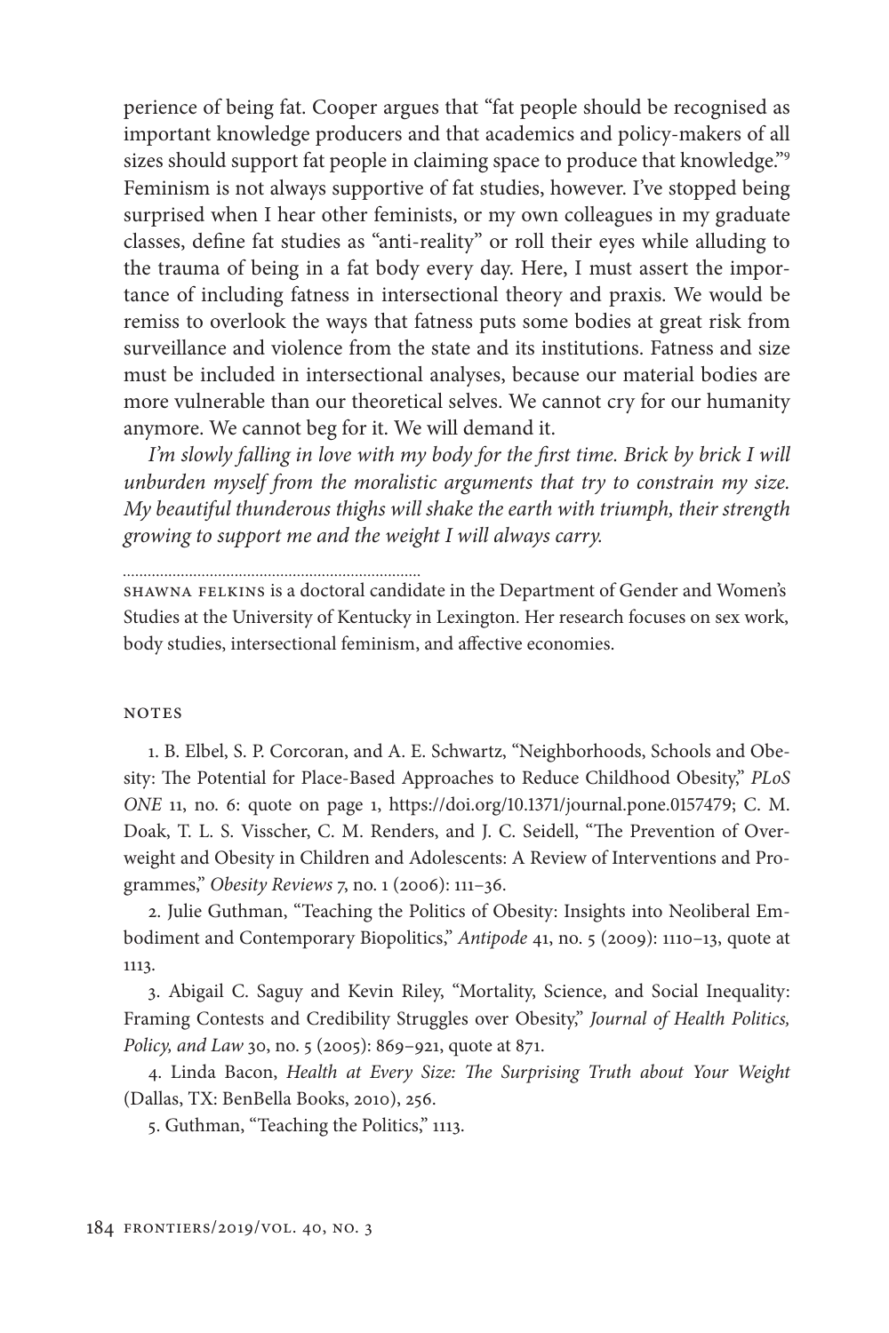perience of being fat. Cooper argues that "fat people should be recognised as important knowledge producers and that academics and policy-makers of all sizes should support fat people in claiming space to produce that knowledge."[9] Feminism is not always supportive of fat studies, however. I've stopped being surprised when I hear other feminists, or my own colleagues in my graduate classes, define fat studies as "anti-reality" or roll their eyes while alluding to the trauma of being in a fat body every day. Here, I must assert the importance of including fatness in intersectional theory and praxis. We would be remiss to overlook the ways that fatness puts some bodies at great risk from surveillance and violence from the state and its institutions. Fatness and size must be included in intersectional analyses, because our material bodies are more vulnerable than our theoretical selves. We cannot cry for our humanity anymore. We cannot beg for it. We will demand it.

*I'm slowly falling in love with my body for the first time. Brick by brick I will unburden myself from the moralistic arguments that try to constrain my size. My beautiful thunderous thighs will shake the earth with triumph, their strength growing to support me and the weight I will always carry.*

---

SHAWNA FELKINS is a doctoral candidate in the Department of Gender and Women's Studies at the University of Kentucky in Lexington. Her research focuses on sex work, body studies, intersectional feminism, and affective economies.

## NOTES

1. B. Elbel, S. P. Corcoran, and A. E. Schwartz, "Neighborhoods, Schools and Obesity: The Potential for Place-Based Approaches to Reduce Childhood Obesity," *PLoS ONE* 11, no. 6: quote on page 1, https://doi.org/10.1371/journal.pone.0157479; C. M. Doak, T. L. S. Visscher, C. M. Renders, and J. C. Seidell, "The Prevention of Overweight and Obesity in Children and Adolescents: A Review of Interventions and Programmes," *Obesity Reviews* 7, no. 1 (2006): 111–36.

2. Julie Guthman, "Teaching the Politics of Obesity: Insights into Neoliberal Embodiment and Contemporary Biopolitics," *Antipode* 41, no. 5 (2009): 1110–13, quote at 1113.

3. Abigail C. Saguy and Kevin Riley, "Mortality, Science, and Social Inequality: Framing Contests and Credibility Struggles over Obesity," *Journal of Health Politics, Policy, and Law* 30, no. 5 (2005): 869–921, quote at 871.

4. Linda Bacon, *Health at Every Size: The Surprising Truth about Your Weight* (Dallas, TX: BenBella Books, 2010), 256.

5. Guthman, "Teaching the Politics," 1113.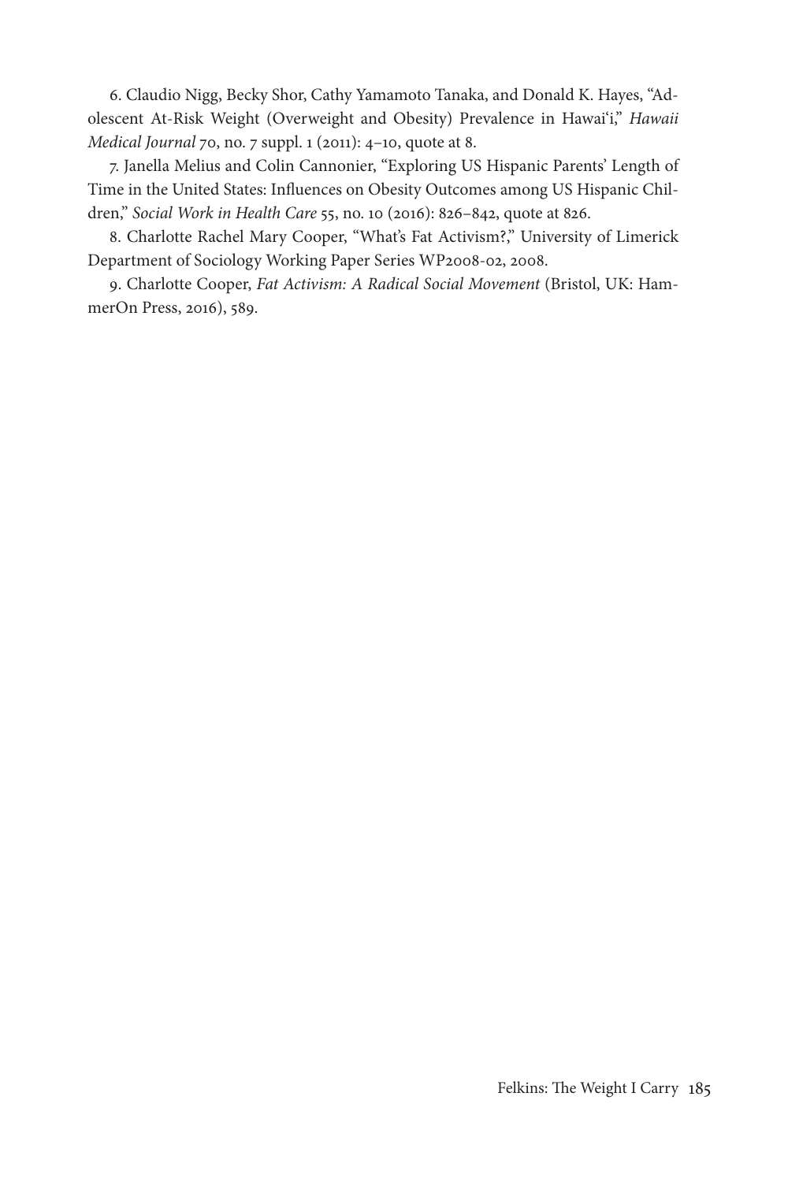6. Claudio Nigg, Becky Shor, Cathy Yamamoto Tanaka, and Donald K. Hayes, "Adolescent At-Risk Weight (Overweight and Obesity) Prevalence in Hawai'i," *Hawaii Medical Journal* 70, no. 7 suppl. 1 (2011): 4–10, quote at 8.

7. Janella Melius and Colin Cannonier, "Exploring US Hispanic Parents' Length of Time in the United States: Influences on Obesity Outcomes among US Hispanic Children," *Social Work in Health Care* 55, no. 10 (2016): 826–842, quote at 826.

8. Charlotte Rachel Mary Cooper, "What's Fat Activism?," University of Limerick Department of Sociology Working Paper Series WP2008-02, 2008.

9. Charlotte Cooper, *Fat Activism: A Radical Social Movement* (Bristol, UK: HammerOn Press, 2016), 589.